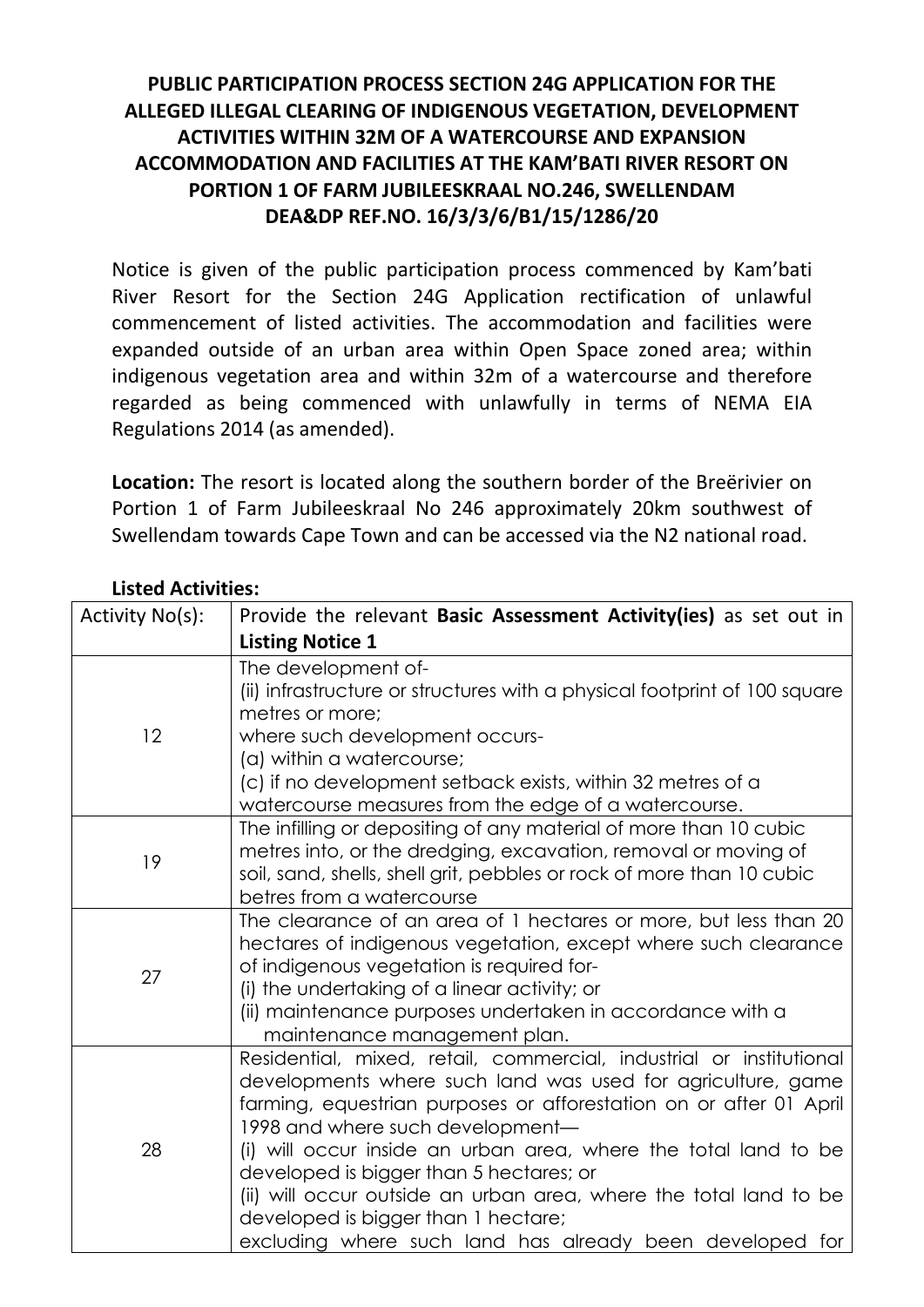# PUBLIC PARTICIPATION PROCESS SECTION 24G APPLICATION FOR THE ALLEGED ILLEGAL CLEARING OF INDIGENOUS VEGETATION, DEVELOPMENT ACTIVITIES WITHIN 32M OF A WATERCOURSE AND EXPANSION ACCOMMODATION AND FACILITIES AT THE KAM'BATI RIVER RESORT ON PORTION 1 OF FARM JUBILEESKRAAL NO.246, SWELLENDAM DEA&DP REF.NO. 16/3/3/6/B1/15/1286/20

Notice is given of the public participation process commenced by Kam'bati River Resort for the Section 24G Application rectification of unlawful commencement of listed activities. The accommodation and facilities were expanded outside of an urban area within Open Space zoned area; within indigenous vegetation area and within 32m of a watercourse and therefore regarded as being commenced with unlawfully in terms of NEMA EIA Regulations 2014 (as amended).

**Location:** The resort is located along the southern border of the Breërivier on Portion 1 of Farm Jubileeskraal No 246 approximately 20km southwest of Swellendam towards Cape Town and can be accessed via the N2 national road.

**Listed Activities:**

| Activity No(s): | Provide the relevant **Basic Assessment Activity(ies)** as set out in **Listing Notice 1** |
|---|---|
| 12 | The development of-<br>(ii) infrastructure or structures with a physical footprint of 100 square metres or more;<br>where such development occurs-<br>(a) within a watercourse;<br>(c) if no development setback exists, within 32 metres of a watercourse measures from the edge of a watercourse. |
| 19 | The infilling or depositing of any material of more than 10 cubic metres into, or the dredging, excavation, removal or moving of soil, sand, shells, shell grit, pebbles or rock of more than 10 cubic betres from a watercourse |
| 27 | The clearance of an area of 1 hectares or more, but less than 20 hectares of indigenous vegetation, except where such clearance of indigenous vegetation is required for-<br>(i) the undertaking of a linear activity; or<br>(ii) maintenance purposes undertaken in accordance with a maintenance management plan. |
| 28 | Residential, mixed, retail, commercial, industrial or institutional developments where such land was used for agriculture, game farming, equestrian purposes or afforestation on or after 01 April 1998 and where such development—<br>(i) will occur inside an urban area, where the total land to be developed is bigger than 5 hectares; or<br>(ii) will occur outside an urban area, where the total land to be developed is bigger than 1 hectare;<br>excluding where such land has already been developed for |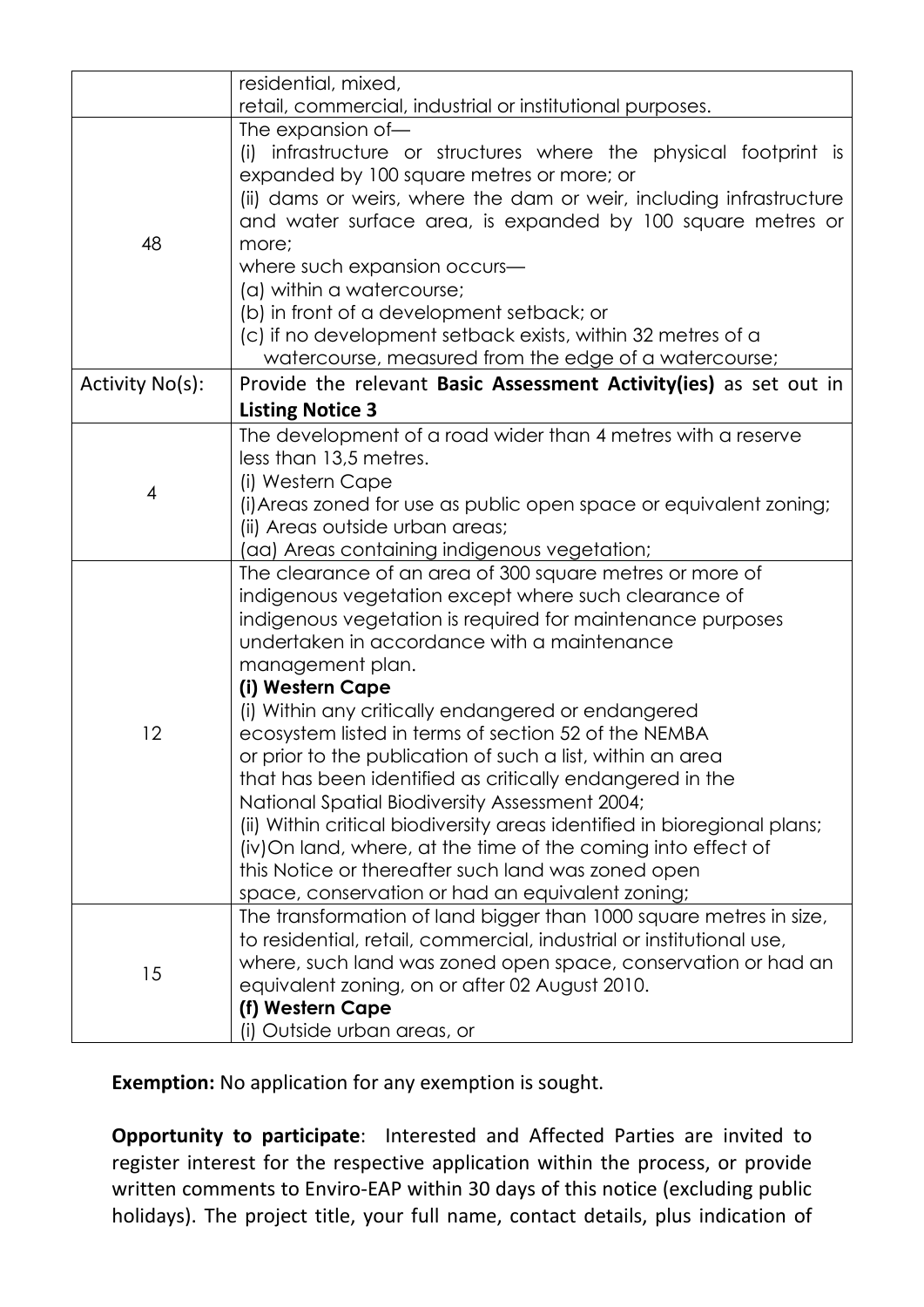| | |
|---|---|
| | residential, mixed,<br>retail, commercial, industrial or institutional purposes. |
| 48 | The expansion of—<br>(i) infrastructure or structures where the physical footprint is expanded by 100 square metres or more; or<br>(ii) dams or weirs, where the dam or weir, including infrastructure and water surface area, is expanded by 100 square metres or more;<br>where such expansion occurs—<br>(a) within a watercourse;<br>(b) in front of a development setback; or<br>(c) if no development setback exists, within 32 metres of a watercourse, measured from the edge of a watercourse; |
| Activity No(s): | Provide the relevant **Basic Assessment Activity(ies)** as set out in **Listing Notice 3** |
| 4 | The development of a road wider than 4 metres with a reserve less than 13,5 metres.<br>(i) Western Cape<br>(i)Areas zoned for use as public open space or equivalent zoning;<br>(ii) Areas outside urban areas;<br>(aa) Areas containing indigenous vegetation; |
| 12 | The clearance of an area of 300 square metres or more of indigenous vegetation except where such clearance of indigenous vegetation is required for maintenance purposes undertaken in accordance with a maintenance management plan.<br>**(i) Western Cape**<br>(i) Within any critically endangered or endangered ecosystem listed in terms of section 52 of the NEMBA or prior to the publication of such a list, within an area that has been identified as critically endangered in the National Spatial Biodiversity Assessment 2004;<br>(ii) Within critical biodiversity areas identified in bioregional plans;<br>(iv)On land, where, at the time of the coming into effect of this Notice or thereafter such land was zoned open space, conservation or had an equivalent zoning; |
| 15 | The transformation of land bigger than 1000 square metres in size, to residential, retail, commercial, industrial or institutional use, where, such land was zoned open space, conservation or had an equivalent zoning, on or after 02 August 2010.<br>**(f) Western Cape**<br>(i) Outside urban areas, or |

**Exemption:** No application for any exemption is sought.

**Opportunity to participate**: Interested and Affected Parties are invited to register interest for the respective application within the process, or provide written comments to Enviro-EAP within 30 days of this notice (excluding public holidays). The project title, your full name, contact details, plus indication of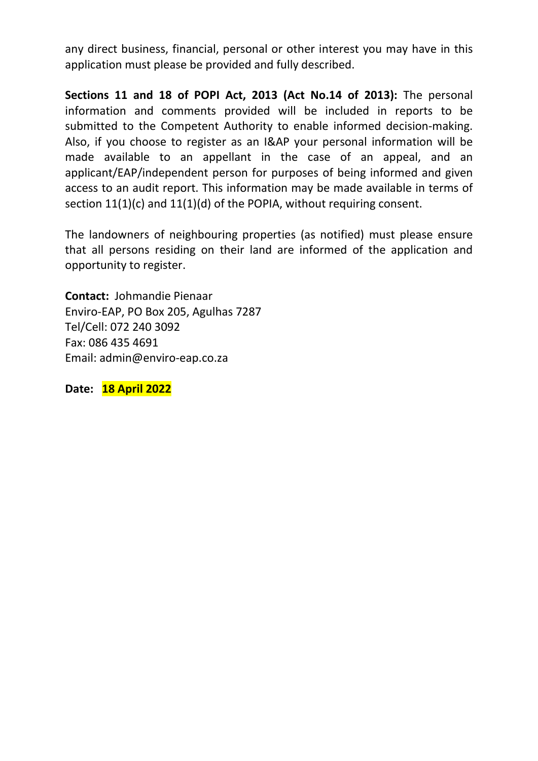any direct business, financial, personal or other interest you may have in this application must please be provided and fully described.

**Sections 11 and 18 of POPI Act, 2013 (Act No.14 of 2013):** The personal information and comments provided will be included in reports to be submitted to the Competent Authority to enable informed decision-making. Also, if you choose to register as an I&AP your personal information will be made available to an appellant in the case of an appeal, and an applicant/EAP/independent person for purposes of being informed and given access to an audit report. This information may be made available in terms of section 11(1)(c) and 11(1)(d) of the POPIA, without requiring consent.

The landowners of neighbouring properties (as notified) must please ensure that all persons residing on their land are informed of the application and opportunity to register.

**Contact:** Johmandie Pienaar
Enviro-EAP, PO Box 205, Agulhas 7287
Tel/Cell: 072 240 3092
Fax: 086 435 4691
Email: admin@enviro-eap.co.za

**Date: 18 April 2022**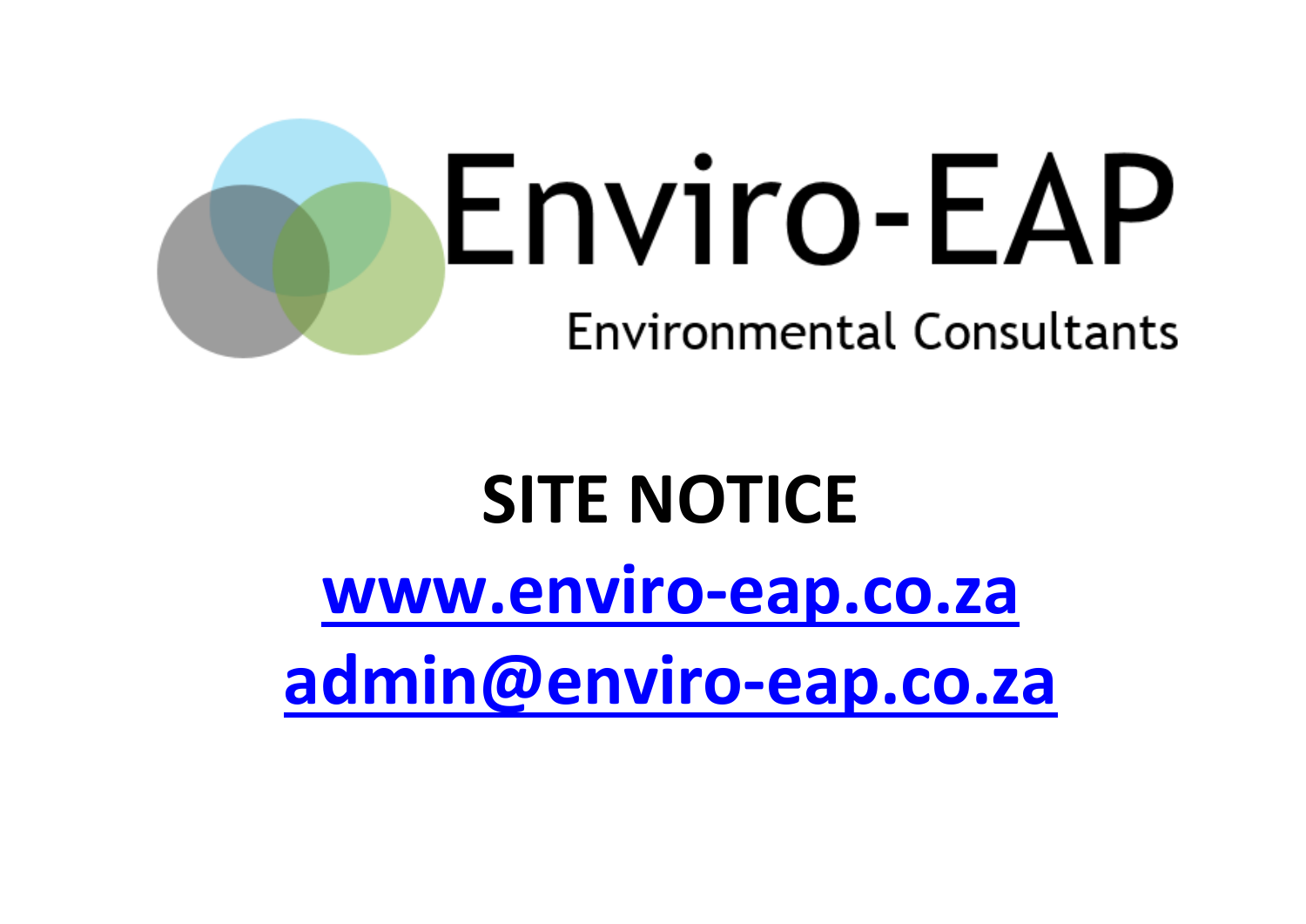Enviro-EAP

Environmental Consultants

# SITE NOTICE

**www.enviro-eap.co.za**

**admin@enviro-eap.co.za**